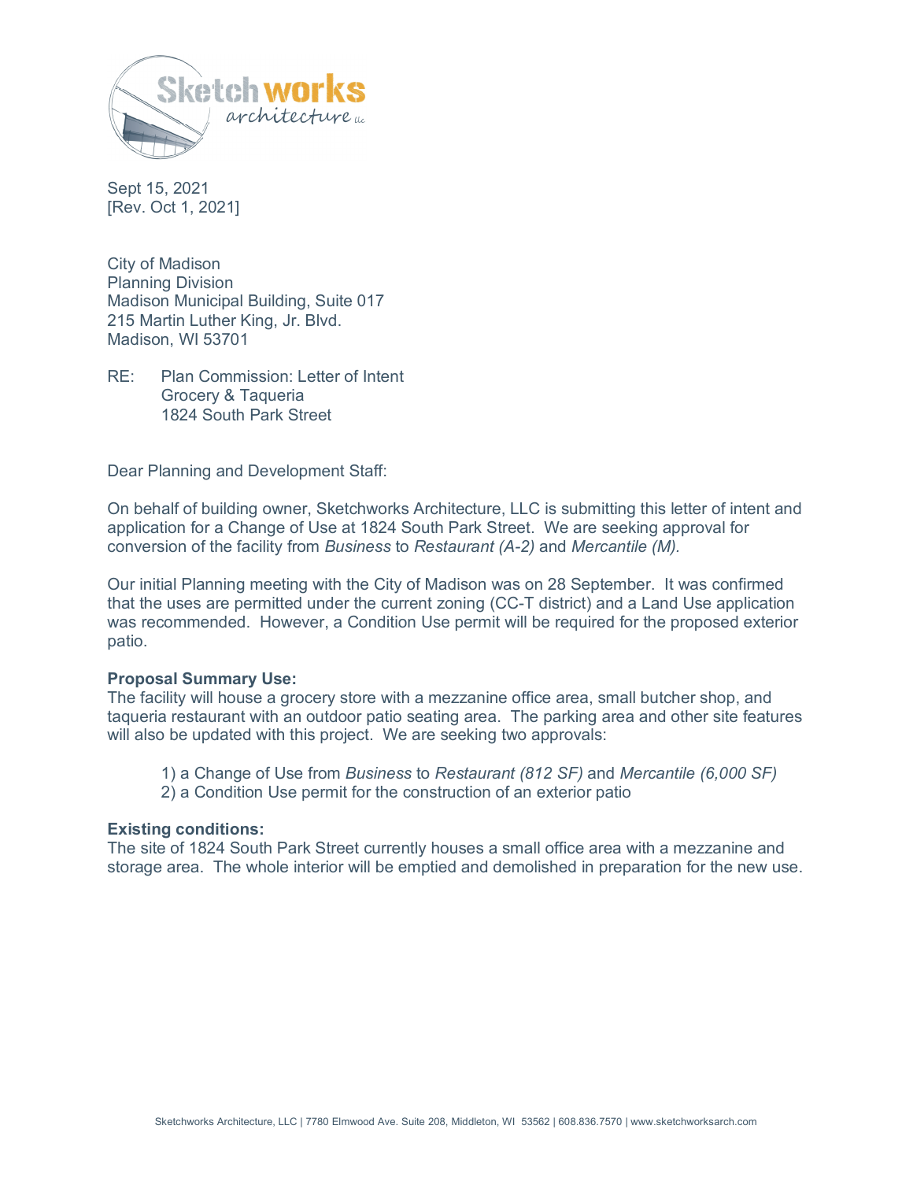Sept 15, 2021
[Rev. Oct 1, 2021]

City of Madison
Planning Division
Madison Municipal Building, Suite 017
215 Martin Luther King, Jr. Blvd.
Madison, WI 53701

RE: Plan Commission: Letter of Intent
Grocery & Taqueria
1824 South Park Street

Dear Planning and Development Staff:

On behalf of building owner, Sketchworks Architecture, LLC is submitting this letter of intent and application for a Change of Use at 1824 South Park Street. We are seeking approval for conversion of the facility from *Business* to *Restaurant (A-2)* and *Mercantile (M)*.

Our initial Planning meeting with the City of Madison was on 28 September. It was confirmed that the uses are permitted under the current zoning (CC-T district) and a Land Use application was recommended. However, a Condition Use permit will be required for the proposed exterior patio.

**Proposal Summary Use:**
The facility will house a grocery store with a mezzanine office area, small butcher shop, and taqueria restaurant with an outdoor patio seating area. The parking area and other site features will also be updated with this project. We are seeking two approvals:

1) a Change of Use from *Business* to *Restaurant (812 SF)* and *Mercantile (6,000 SF)*
2) a Condition Use permit for the construction of an exterior patio

**Existing conditions:**
The site of 1824 South Park Street currently houses a small office area with a mezzanine and storage area. The whole interior will be emptied and demolished in preparation for the new use.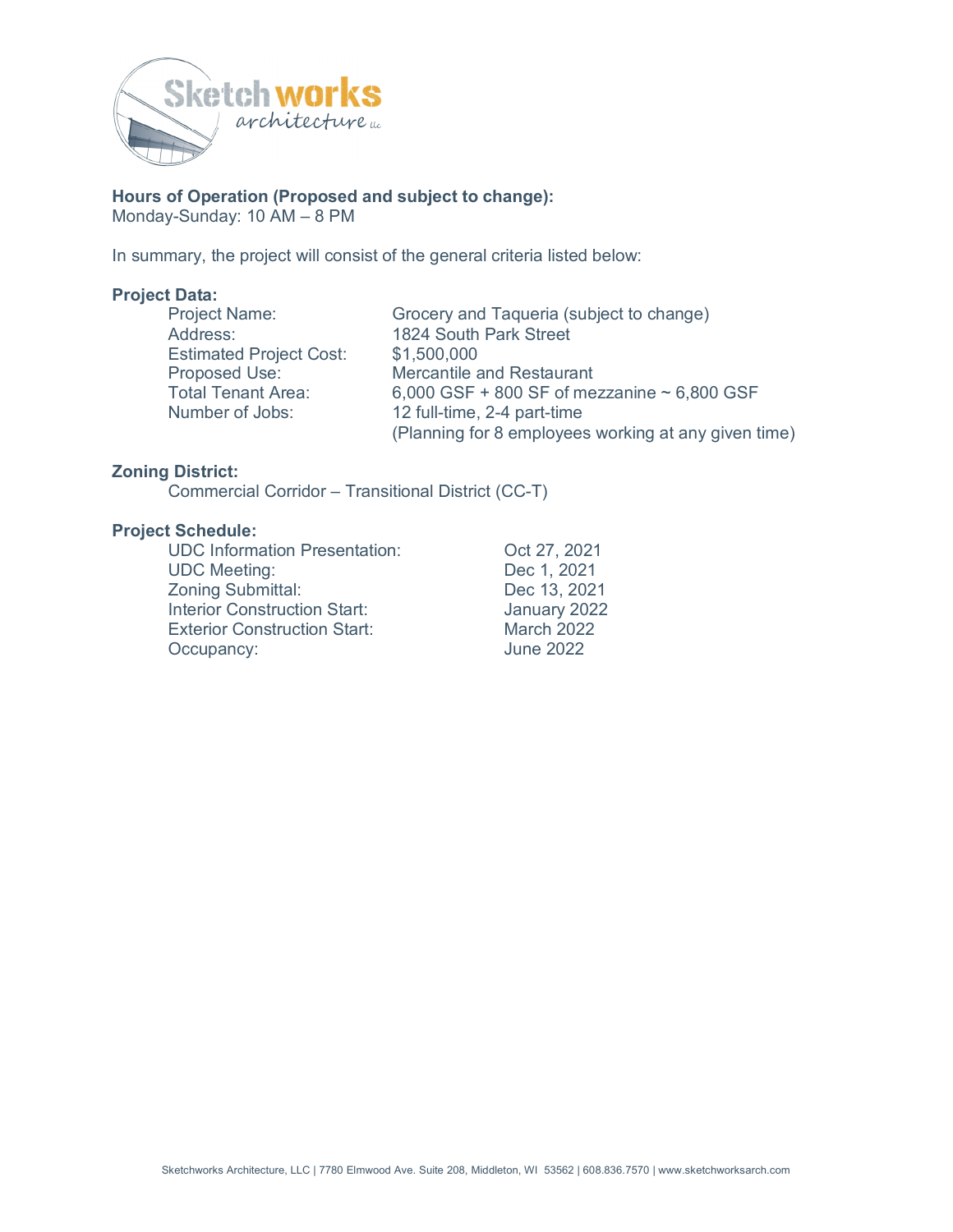**Hours of Operation (Proposed and subject to change):**
Monday-Sunday: 10 AM – 8 PM

In summary, the project will consist of the general criteria listed below:

**Project Data:**

| | |
|---|---|
| Project Name: | Grocery and Taqueria (subject to change) |
| Address: | 1824 South Park Street |
| Estimated Project Cost: | $1,500,000 |
| Proposed Use: | Mercantile and Restaurant |
| Total Tenant Area: | 6,000 GSF + 800 SF of mezzanine ~ 6,800 GSF |
| Number of Jobs: | 12 full-time, 2-4 part-time (Planning for 8 employees working at any given time) |

**Zoning District:**
Commercial Corridor – Transitional District (CC-T)

**Project Schedule:**

| | |
|---|---|
| UDC Information Presentation: | Oct 27, 2021 |
| UDC Meeting: | Dec 1, 2021 |
| Zoning Submittal: | Dec 13, 2021 |
| Interior Construction Start: | January 2022 |
| Exterior Construction Start: | March 2022 |
| Occupancy: | June 2022 |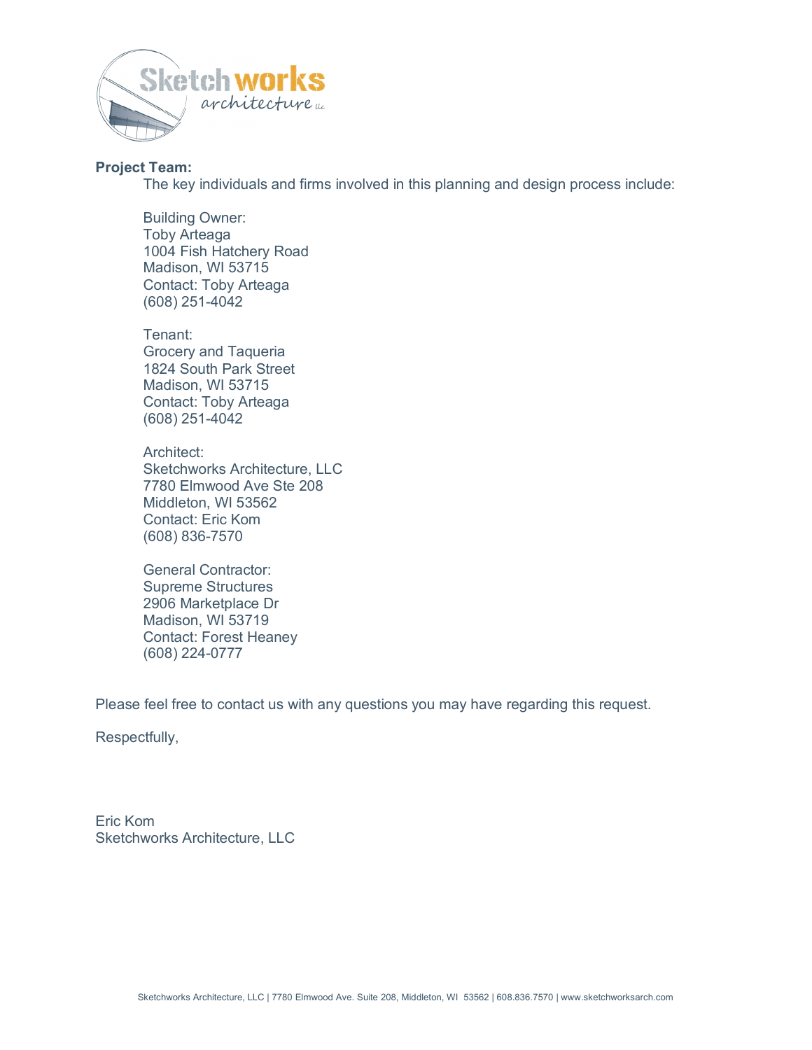**Project Team:**

The key individuals and firms involved in this planning and design process include:

Building Owner:
Toby Arteaga
1004 Fish Hatchery Road
Madison, WI 53715
Contact: Toby Arteaga
(608) 251-4042

Tenant:
Grocery and Taqueria
1824 South Park Street
Madison, WI 53715
Contact: Toby Arteaga
(608) 251-4042

Architect:
Sketchworks Architecture, LLC
7780 Elmwood Ave Ste 208
Middleton, WI 53562
Contact: Eric Kom
(608) 836-7570

General Contractor:
Supreme Structures
2906 Marketplace Dr
Madison, WI 53719
Contact: Forest Heaney
(608) 224-0777

Please feel free to contact us with any questions you may have regarding this request.

Respectfully,

Eric Kom
Sketchworks Architecture, LLC